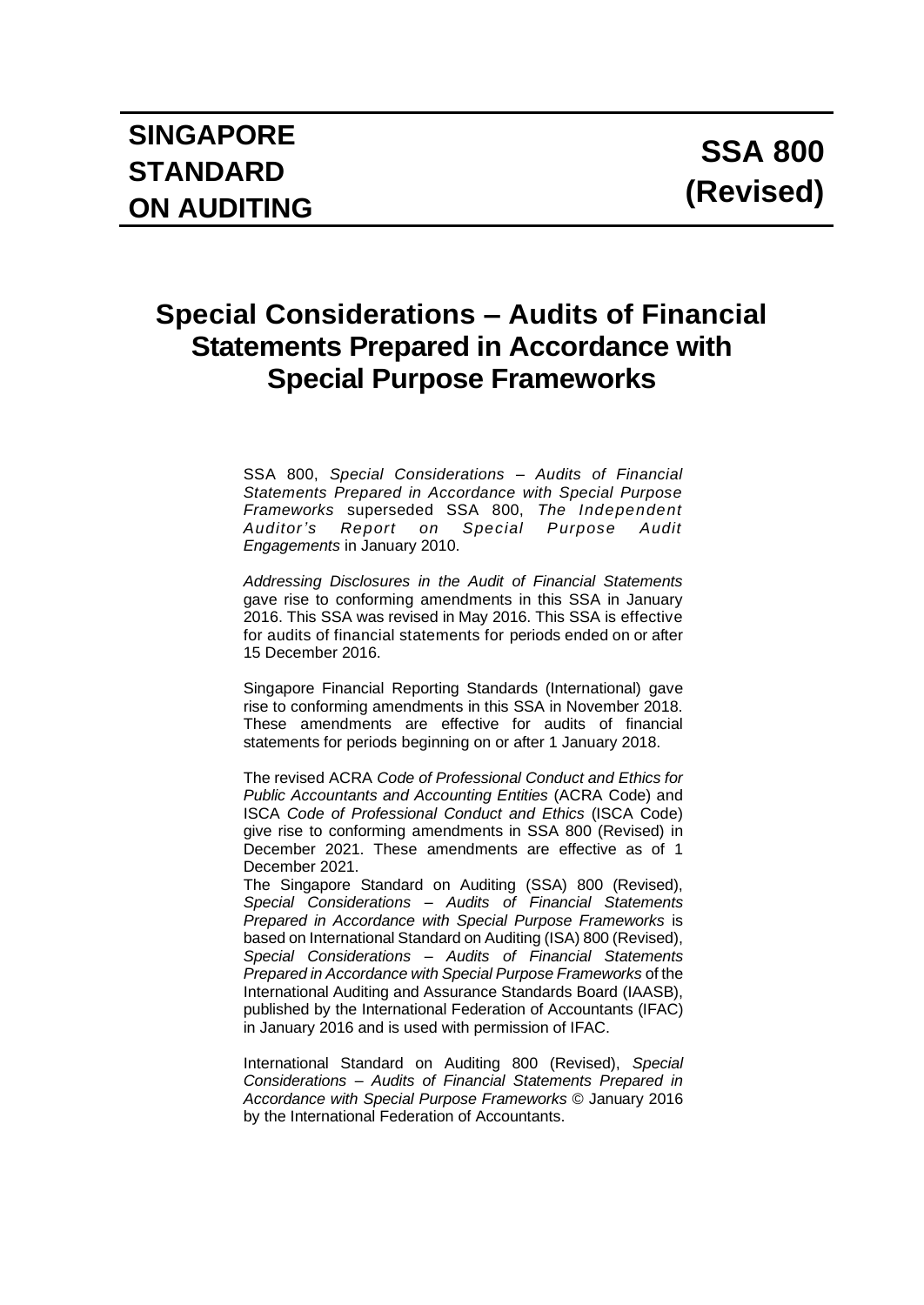# SINGAPORE STANDARD ON AUDITING

# SSA 800 (Revised)

## Special Considerations – Audits of Financial Statements Prepared in Accordance with Special Purpose Frameworks

SSA 800, *Special Considerations – Audits of Financial Statements Prepared in Accordance with Special Purpose Frameworks* superseded SSA 800, *The Independent Auditor's Report on Special Purpose Audit Engagements* in January 2010.

*Addressing Disclosures in the Audit of Financial Statements* gave rise to conforming amendments in this SSA in January 2016. This SSA was revised in May 2016. This SSA is effective for audits of financial statements for periods ended on or after 15 December 2016.

Singapore Financial Reporting Standards (International) gave rise to conforming amendments in this SSA in November 2018. These amendments are effective for audits of financial statements for periods beginning on or after 1 January 2018.

The revised ACRA *Code of Professional Conduct and Ethics for Public Accountants and Accounting Entities* (ACRA Code) and ISCA *Code of Professional Conduct and Ethics* (ISCA Code) give rise to conforming amendments in SSA 800 (Revised) in December 2021. These amendments are effective as of 1 December 2021.

The Singapore Standard on Auditing (SSA) 800 (Revised), *Special Considerations – Audits of Financial Statements Prepared in Accordance with Special Purpose Frameworks* is based on International Standard on Auditing (ISA) 800 (Revised), *Special Considerations – Audits of Financial Statements Prepared in Accordance with Special Purpose Frameworks* of the International Auditing and Assurance Standards Board (IAASB), published by the International Federation of Accountants (IFAC) in January 2016 and is used with permission of IFAC.

International Standard on Auditing 800 (Revised), *Special Considerations – Audits of Financial Statements Prepared in Accordance with Special Purpose Frameworks* © January 2016 by the International Federation of Accountants.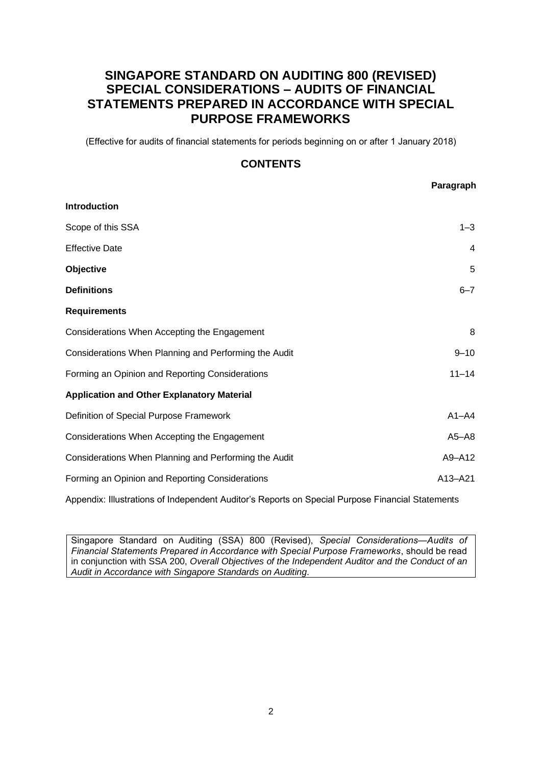# SINGAPORE STANDARD ON AUDITING 800 (REVISED) SPECIAL CONSIDERATIONS – AUDITS OF FINANCIAL STATEMENTS PREPARED IN ACCORDANCE WITH SPECIAL PURPOSE FRAMEWORKS

(Effective for audits of financial statements for periods beginning on or after 1 January 2018)

## CONTENTS

| | Paragraph |
|---|---|
| **Introduction** | |
| Scope of this SSA | 1–3 |
| Effective Date | 4 |
| **Objective** | 5 |
| **Definitions** | 6–7 |
| **Requirements** | |
| Considerations When Accepting the Engagement | 8 |
| Considerations When Planning and Performing the Audit | 9–10 |
| Forming an Opinion and Reporting Considerations | 11–14 |
| **Application and Other Explanatory Material** | |
| Definition of Special Purpose Framework | A1–A4 |
| Considerations When Accepting the Engagement | A5–A8 |
| Considerations When Planning and Performing the Audit | A9–A12 |
| Forming an Opinion and Reporting Considerations | A13–A21 |

Appendix: Illustrations of Independent Auditor's Reports on Special Purpose Financial Statements

Singapore Standard on Auditing (SSA) 800 (Revised), *Special Considerations—Audits of Financial Statements Prepared in Accordance with Special Purpose Frameworks*, should be read in conjunction with SSA 200, *Overall Objectives of the Independent Auditor and the Conduct of an Audit in Accordance with Singapore Standards on Auditing*.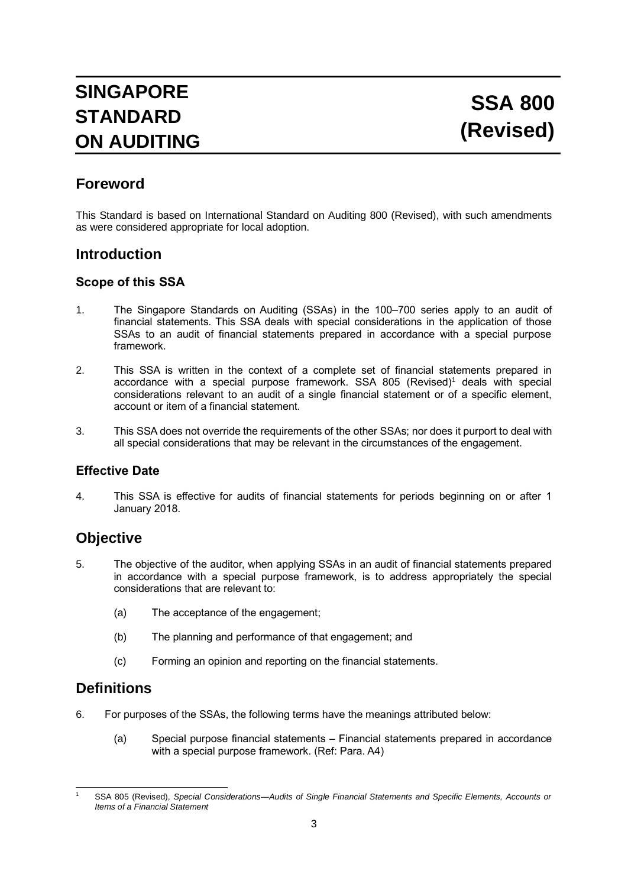# SINGAPORE STANDARD ON AUDITING

# SSA 800 (Revised)

## Foreword

This Standard is based on International Standard on Auditing 800 (Revised), with such amendments as were considered appropriate for local adoption.

## Introduction

### Scope of this SSA

1. The Singapore Standards on Auditing (SSAs) in the 100–700 series apply to an audit of financial statements. This SSA deals with special considerations in the application of those SSAs to an audit of financial statements prepared in accordance with a special purpose framework.

2. This SSA is written in the context of a complete set of financial statements prepared in accordance with a special purpose framework. SSA 805 (Revised)[1] deals with special considerations relevant to an audit of a single financial statement or of a specific element, account or item of a financial statement.

3. This SSA does not override the requirements of the other SSAs; nor does it purport to deal with all special considerations that may be relevant in the circumstances of the engagement.

### Effective Date

4. This SSA is effective for audits of financial statements for periods beginning on or after 1 January 2018.

## Objective

5. The objective of the auditor, when applying SSAs in an audit of financial statements prepared in accordance with a special purpose framework, is to address appropriately the special considerations that are relevant to:

   (a) The acceptance of the engagement;

   (b) The planning and performance of that engagement; and

   (c) Forming an opinion and reporting on the financial statements.

## Definitions

6. For purposes of the SSAs, the following terms have the meanings attributed below:

   (a) Special purpose financial statements – Financial statements prepared in accordance with a special purpose framework. (Ref: Para. A4)

---

[1] SSA 805 (Revised), *Special Considerations—Audits of Single Financial Statements and Specific Elements, Accounts or Items of a Financial Statement*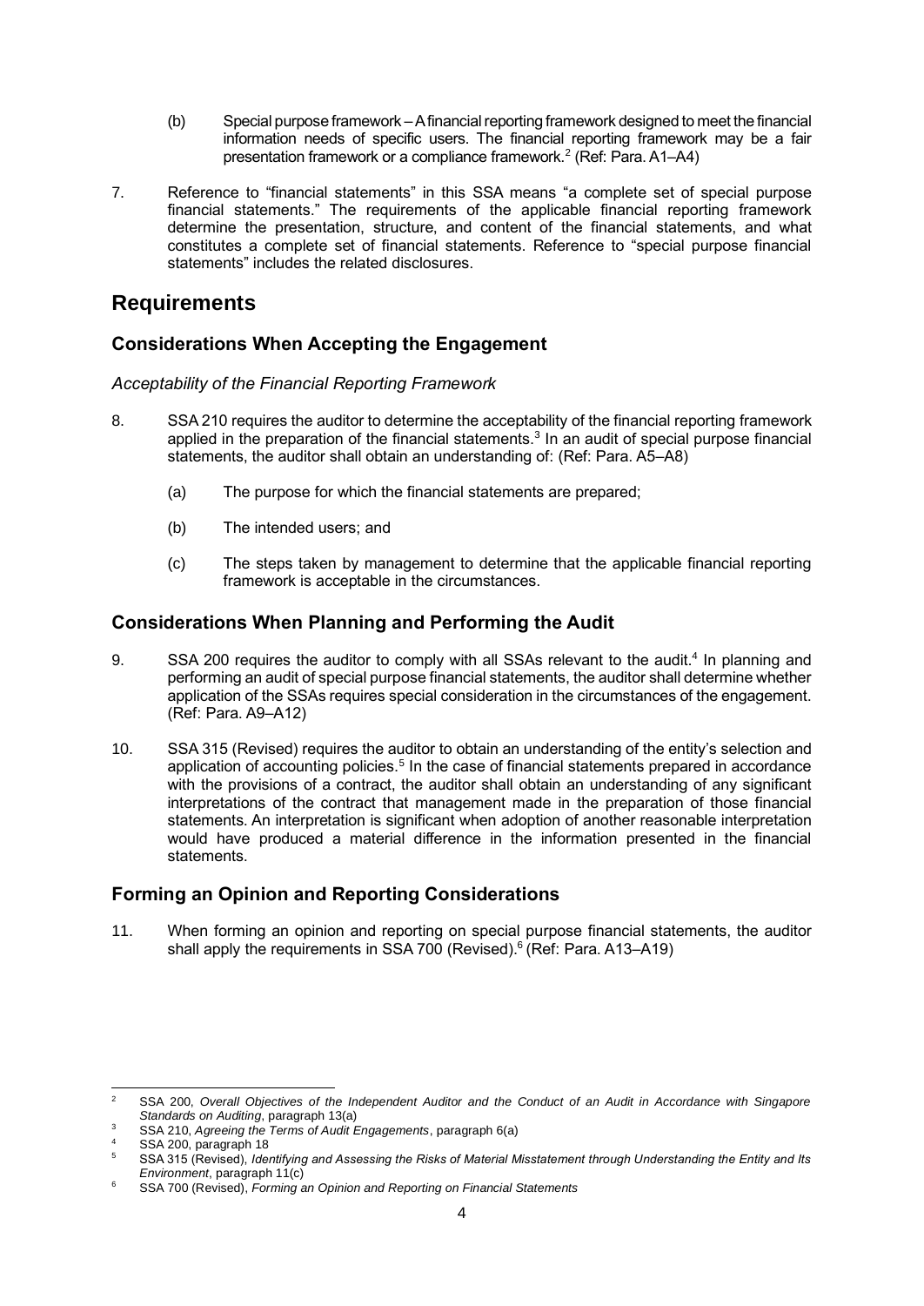(b) Special purpose framework – A financial reporting framework designed to meet the financial information needs of specific users. The financial reporting framework may be a fair presentation framework or a compliance framework.[2] (Ref: Para. A1–A4)

7. Reference to "financial statements" in this SSA means "a complete set of special purpose financial statements." The requirements of the applicable financial reporting framework determine the presentation, structure, and content of the financial statements, and what constitutes a complete set of financial statements. Reference to "special purpose financial statements" includes the related disclosures.

## Requirements

### Considerations When Accepting the Engagement

*Acceptability of the Financial Reporting Framework*

8. SSA 210 requires the auditor to determine the acceptability of the financial reporting framework applied in the preparation of the financial statements.[3] In an audit of special purpose financial statements, the auditor shall obtain an understanding of: (Ref: Para. A5–A8)

   (a) The purpose for which the financial statements are prepared;

   (b) The intended users; and

   (c) The steps taken by management to determine that the applicable financial reporting framework is acceptable in the circumstances.

### Considerations When Planning and Performing the Audit

9. SSA 200 requires the auditor to comply with all SSAs relevant to the audit.[4] In planning and performing an audit of special purpose financial statements, the auditor shall determine whether application of the SSAs requires special consideration in the circumstances of the engagement. (Ref: Para. A9–A12)

10. SSA 315 (Revised) requires the auditor to obtain an understanding of the entity's selection and application of accounting policies.[5] In the case of financial statements prepared in accordance with the provisions of a contract, the auditor shall obtain an understanding of any significant interpretations of the contract that management made in the preparation of those financial statements. An interpretation is significant when adoption of another reasonable interpretation would have produced a material difference in the information presented in the financial statements.

### Forming an Opinion and Reporting Considerations

11. When forming an opinion and reporting on special purpose financial statements, the auditor shall apply the requirements in SSA 700 (Revised).[6] (Ref: Para. A13–A19)

---

[2] SSA 200, *Overall Objectives of the Independent Auditor and the Conduct of an Audit in Accordance with Singapore Standards on Auditing*, paragraph 13(a)

[3] SSA 210, *Agreeing the Terms of Audit Engagements*, paragraph 6(a)

[4] SSA 200, paragraph 18

[5] SSA 315 (Revised), *Identifying and Assessing the Risks of Material Misstatement through Understanding the Entity and Its Environment*, paragraph 11(c)

[6] SSA 700 (Revised), *Forming an Opinion and Reporting on Financial Statements*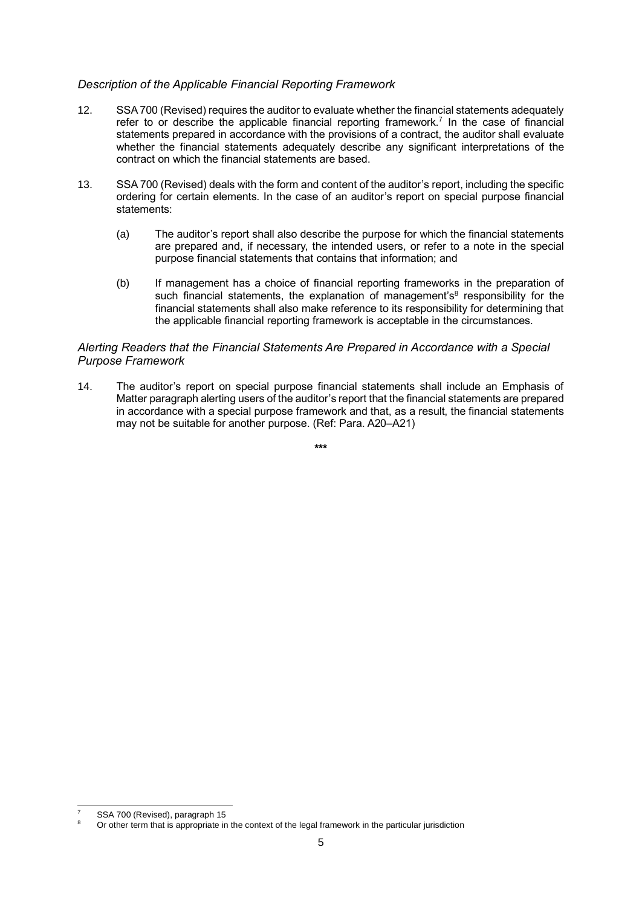*Description of the Applicable Financial Reporting Framework*

12. SSA 700 (Revised) requires the auditor to evaluate whether the financial statements adequately refer to or describe the applicable financial reporting framework.[7] In the case of financial statements prepared in accordance with the provisions of a contract, the auditor shall evaluate whether the financial statements adequately describe any significant interpretations of the contract on which the financial statements are based.

13. SSA 700 (Revised) deals with the form and content of the auditor's report, including the specific ordering for certain elements. In the case of an auditor's report on special purpose financial statements:

    (a) The auditor's report shall also describe the purpose for which the financial statements are prepared and, if necessary, the intended users, or refer to a note in the special purpose financial statements that contains that information; and

    (b) If management has a choice of financial reporting frameworks in the preparation of such financial statements, the explanation of management's[8] responsibility for the financial statements shall also make reference to its responsibility for determining that the applicable financial reporting framework is acceptable in the circumstances.

*Alerting Readers that the Financial Statements Are Prepared in Accordance with a Special Purpose Framework*

14. The auditor's report on special purpose financial statements shall include an Emphasis of Matter paragraph alerting users of the auditor's report that the financial statements are prepared in accordance with a special purpose framework and that, as a result, the financial statements may not be suitable for another purpose. (Ref: Para. A20–A21)

\*\*\*

---

[7] SSA 700 (Revised), paragraph 15

[8] Or other term that is appropriate in the context of the legal framework in the particular jurisdiction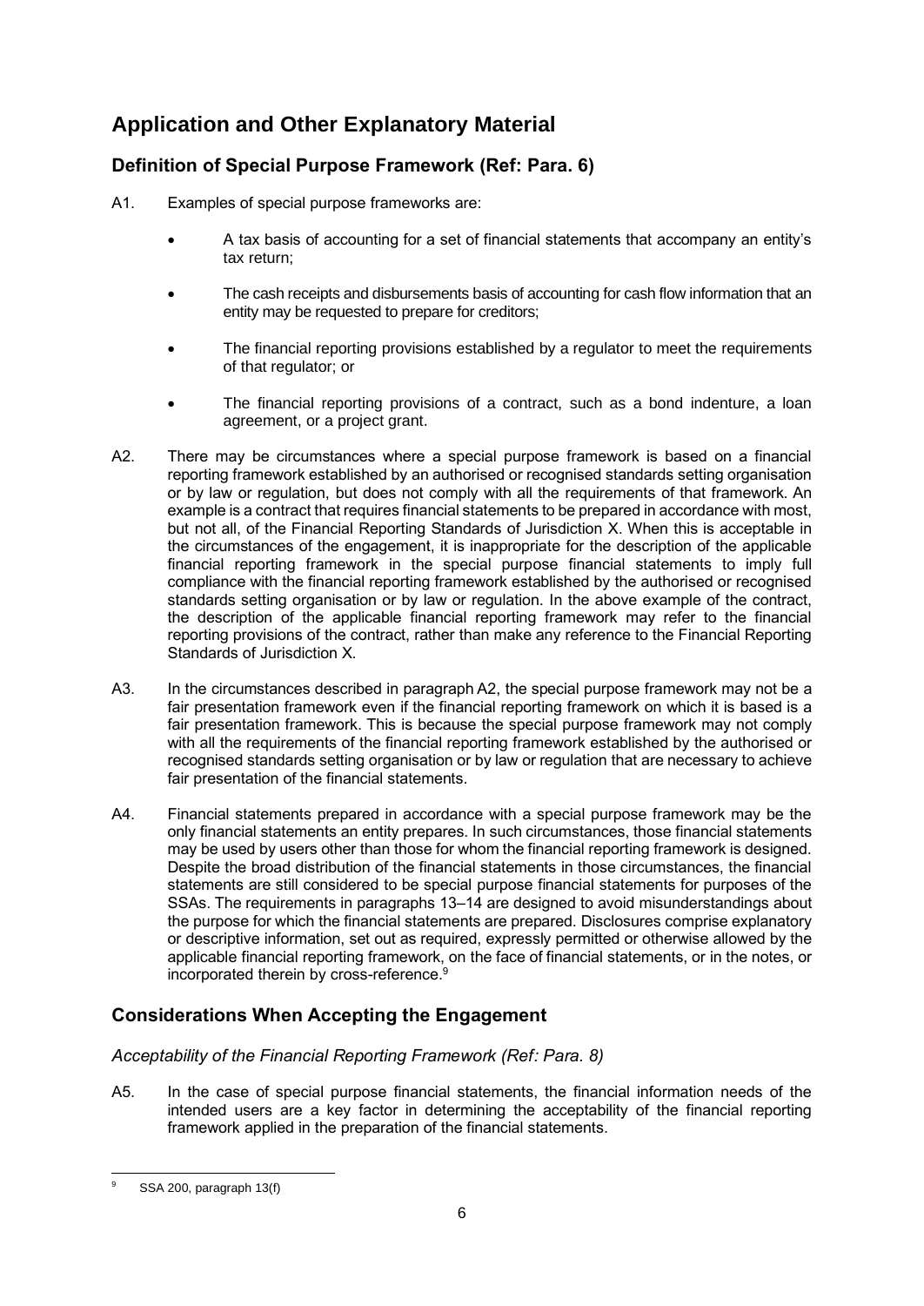# Application and Other Explanatory Material

## Definition of Special Purpose Framework (Ref: Para. 6)

A1. Examples of special purpose frameworks are:

- A tax basis of accounting for a set of financial statements that accompany an entity's tax return;
- The cash receipts and disbursements basis of accounting for cash flow information that an entity may be requested to prepare for creditors;
- The financial reporting provisions established by a regulator to meet the requirements of that regulator; or
- The financial reporting provisions of a contract, such as a bond indenture, a loan agreement, or a project grant.

A2. There may be circumstances where a special purpose framework is based on a financial reporting framework established by an authorised or recognised standards setting organisation or by law or regulation, but does not comply with all the requirements of that framework. An example is a contract that requires financial statements to be prepared in accordance with most, but not all, of the Financial Reporting Standards of Jurisdiction X. When this is acceptable in the circumstances of the engagement, it is inappropriate for the description of the applicable financial reporting framework in the special purpose financial statements to imply full compliance with the financial reporting framework established by the authorised or recognised standards setting organisation or by law or regulation. In the above example of the contract, the description of the applicable financial reporting framework may refer to the financial reporting provisions of the contract, rather than make any reference to the Financial Reporting Standards of Jurisdiction X.

A3. In the circumstances described in paragraph A2, the special purpose framework may not be a fair presentation framework even if the financial reporting framework on which it is based is a fair presentation framework. This is because the special purpose framework may not comply with all the requirements of the financial reporting framework established by the authorised or recognised standards setting organisation or by law or regulation that are necessary to achieve fair presentation of the financial statements.

A4. Financial statements prepared in accordance with a special purpose framework may be the only financial statements an entity prepares. In such circumstances, those financial statements may be used by users other than those for whom the financial reporting framework is designed. Despite the broad distribution of the financial statements in those circumstances, the financial statements are still considered to be special purpose financial statements for purposes of the SSAs. The requirements in paragraphs 13–14 are designed to avoid misunderstandings about the purpose for which the financial statements are prepared. Disclosures comprise explanatory or descriptive information, set out as required, expressly permitted or otherwise allowed by the applicable financial reporting framework, on the face of financial statements, or in the notes, or incorporated therein by cross-reference.[9]

## Considerations When Accepting the Engagement

### *Acceptability of the Financial Reporting Framework (Ref: Para. 8)*

A5. In the case of special purpose financial statements, the financial information needs of the intended users are a key factor in determining the acceptability of the financial reporting framework applied in the preparation of the financial statements.

[9] SSA 200, paragraph 13(f)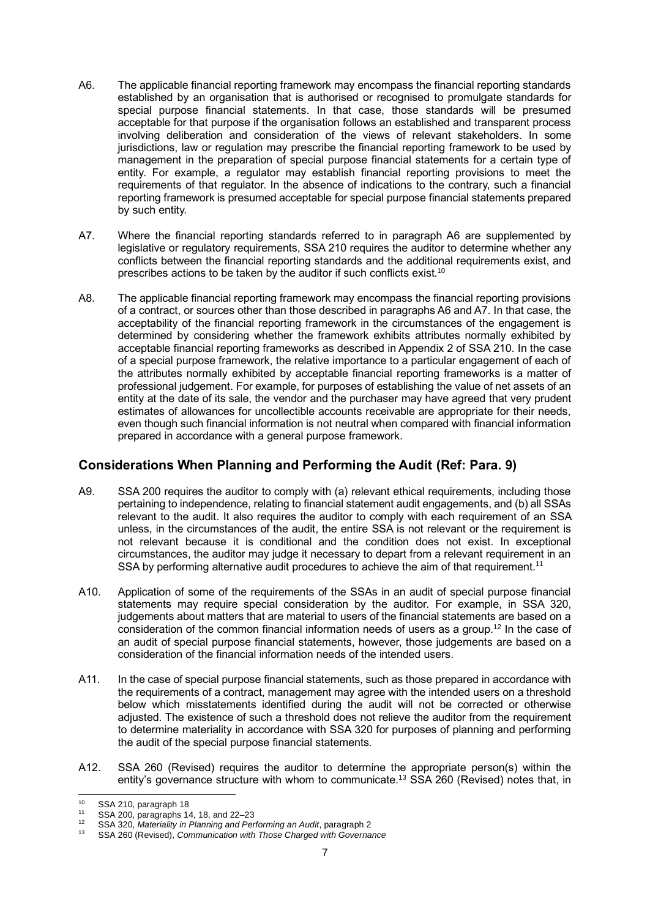A6. The applicable financial reporting framework may encompass the financial reporting standards established by an organisation that is authorised or recognised to promulgate standards for special purpose financial statements. In that case, those standards will be presumed acceptable for that purpose if the organisation follows an established and transparent process involving deliberation and consideration of the views of relevant stakeholders. In some jurisdictions, law or regulation may prescribe the financial reporting framework to be used by management in the preparation of special purpose financial statements for a certain type of entity. For example, a regulator may establish financial reporting provisions to meet the requirements of that regulator. In the absence of indications to the contrary, such a financial reporting framework is presumed acceptable for special purpose financial statements prepared by such entity.

A7. Where the financial reporting standards referred to in paragraph A6 are supplemented by legislative or regulatory requirements, SSA 210 requires the auditor to determine whether any conflicts between the financial reporting standards and the additional requirements exist, and prescribes actions to be taken by the auditor if such conflicts exist.[10]

A8. The applicable financial reporting framework may encompass the financial reporting provisions of a contract, or sources other than those described in paragraphs A6 and A7. In that case, the acceptability of the financial reporting framework in the circumstances of the engagement is determined by considering whether the framework exhibits attributes normally exhibited by acceptable financial reporting frameworks as described in Appendix 2 of SSA 210. In the case of a special purpose framework, the relative importance to a particular engagement of each of the attributes normally exhibited by acceptable financial reporting frameworks is a matter of professional judgement. For example, for purposes of establishing the value of net assets of an entity at the date of its sale, the vendor and the purchaser may have agreed that very prudent estimates of allowances for uncollectible accounts receivable are appropriate for their needs, even though such financial information is not neutral when compared with financial information prepared in accordance with a general purpose framework.

## Considerations When Planning and Performing the Audit (Ref: Para. 9)

A9. SSA 200 requires the auditor to comply with (a) relevant ethical requirements, including those pertaining to independence, relating to financial statement audit engagements, and (b) all SSAs relevant to the audit. It also requires the auditor to comply with each requirement of an SSA unless, in the circumstances of the audit, the entire SSA is not relevant or the requirement is not relevant because it is conditional and the condition does not exist. In exceptional circumstances, the auditor may judge it necessary to depart from a relevant requirement in an SSA by performing alternative audit procedures to achieve the aim of that requirement.[11]

A10. Application of some of the requirements of the SSAs in an audit of special purpose financial statements may require special consideration by the auditor. For example, in SSA 320, judgements about matters that are material to users of the financial statements are based on a consideration of the common financial information needs of users as a group.[12] In the case of an audit of special purpose financial statements, however, those judgements are based on a consideration of the financial information needs of the intended users.

A11. In the case of special purpose financial statements, such as those prepared in accordance with the requirements of a contract, management may agree with the intended users on a threshold below which misstatements identified during the audit will not be corrected or otherwise adjusted. The existence of such a threshold does not relieve the auditor from the requirement to determine materiality in accordance with SSA 320 for purposes of planning and performing the audit of the special purpose financial statements.

A12. SSA 260 (Revised) requires the auditor to determine the appropriate person(s) within the entity's governance structure with whom to communicate.[13] SSA 260 (Revised) notes that, in

---

[10] SSA 210, paragraph 18

[11] SSA 200, paragraphs 14, 18, and 22–23

[12] SSA 320, *Materiality in Planning and Performing an Audit*, paragraph 2

[13] SSA 260 (Revised), *Communication with Those Charged with Governance*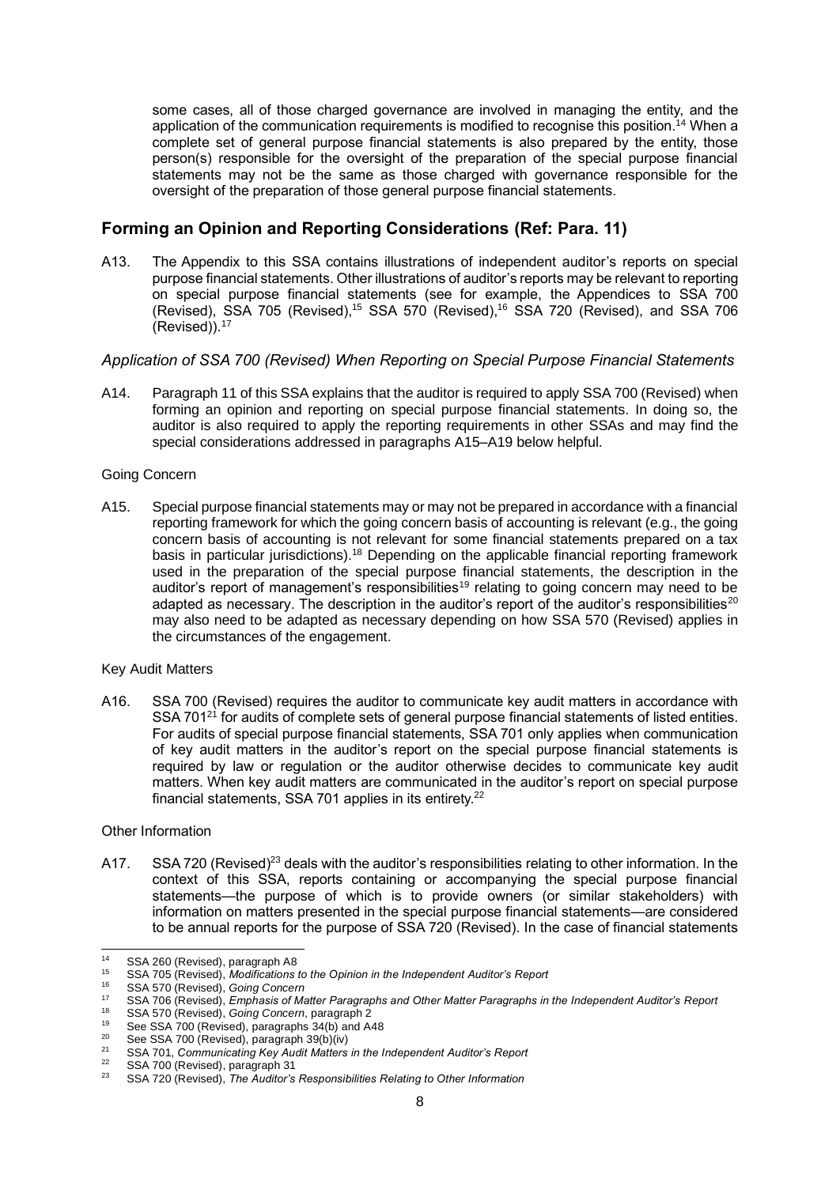some cases, all of those charged governance are involved in managing the entity, and the application of the communication requirements is modified to recognise this position.[14] When a complete set of general purpose financial statements is also prepared by the entity, those person(s) responsible for the oversight of the preparation of the special purpose financial statements may not be the same as those charged with governance responsible for the oversight of the preparation of those general purpose financial statements.

## Forming an Opinion and Reporting Considerations (Ref: Para. 11)

A13. The Appendix to this SSA contains illustrations of independent auditor's reports on special purpose financial statements. Other illustrations of auditor's reports may be relevant to reporting on special purpose financial statements (see for example, the Appendices to SSA 700 (Revised), SSA 705 (Revised),[15] SSA 570 (Revised),[16] SSA 720 (Revised), and SSA 706 (Revised)).[17]

### *Application of SSA 700 (Revised) When Reporting on Special Purpose Financial Statements*

A14. Paragraph 11 of this SSA explains that the auditor is required to apply SSA 700 (Revised) when forming an opinion and reporting on special purpose financial statements. In doing so, the auditor is also required to apply the reporting requirements in other SSAs and may find the special considerations addressed in paragraphs A15–A19 below helpful.

Going Concern

A15. Special purpose financial statements may or may not be prepared in accordance with a financial reporting framework for which the going concern basis of accounting is relevant (e.g., the going concern basis of accounting is not relevant for some financial statements prepared on a tax basis in particular jurisdictions).[18] Depending on the applicable financial reporting framework used in the preparation of the special purpose financial statements, the description in the auditor's report of management's responsibilities[19] relating to going concern may need to be adapted as necessary. The description in the auditor's report of the auditor's responsibilities[20] may also need to be adapted as necessary depending on how SSA 570 (Revised) applies in the circumstances of the engagement.

Key Audit Matters

A16. SSA 700 (Revised) requires the auditor to communicate key audit matters in accordance with SSA 701[21] for audits of complete sets of general purpose financial statements of listed entities. For audits of special purpose financial statements, SSA 701 only applies when communication of key audit matters in the auditor's report on the special purpose financial statements is required by law or regulation or the auditor otherwise decides to communicate key audit matters. When key audit matters are communicated in the auditor's report on special purpose financial statements, SSA 701 applies in its entirety.[22]

Other Information

A17. SSA 720 (Revised)[23] deals with the auditor's responsibilities relating to other information. In the context of this SSA, reports containing or accompanying the special purpose financial statements—the purpose of which is to provide owners (or similar stakeholders) with information on matters presented in the special purpose financial statements—are considered to be annual reports for the purpose of SSA 720 (Revised). In the case of financial statements

---

[14] SSA 260 (Revised), paragraph A8

[15] SSA 705 (Revised), *Modifications to the Opinion in the Independent Auditor's Report*

[16] SSA 570 (Revised), *Going Concern*

[17] SSA 706 (Revised), *Emphasis of Matter Paragraphs and Other Matter Paragraphs in the Independent Auditor's Report*

[18] SSA 570 (Revised), *Going Concern*, paragraph 2

[19] See SSA 700 (Revised), paragraphs 34(b) and A48

[20] See SSA 700 (Revised), paragraph 39(b)(iv)

[21] SSA 701, *Communicating Key Audit Matters in the Independent Auditor's Report*

[22] SSA 700 (Revised), paragraph 31

[23] SSA 720 (Revised), *The Auditor's Responsibilities Relating to Other Information*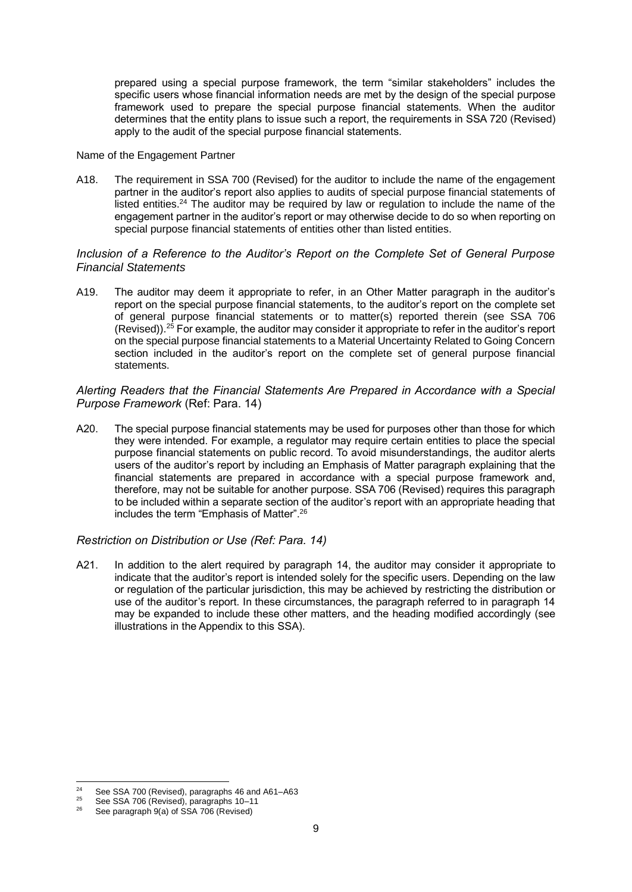prepared using a special purpose framework, the term "similar stakeholders" includes the specific users whose financial information needs are met by the design of the special purpose framework used to prepare the special purpose financial statements. When the auditor determines that the entity plans to issue such a report, the requirements in SSA 720 (Revised) apply to the audit of the special purpose financial statements.

Name of the Engagement Partner

A18. The requirement in SSA 700 (Revised) for the auditor to include the name of the engagement partner in the auditor's report also applies to audits of special purpose financial statements of listed entities.[24] The auditor may be required by law or regulation to include the name of the engagement partner in the auditor's report or may otherwise decide to do so when reporting on special purpose financial statements of entities other than listed entities.

*Inclusion of a Reference to the Auditor's Report on the Complete Set of General Purpose Financial Statements*

A19. The auditor may deem it appropriate to refer, in an Other Matter paragraph in the auditor's report on the special purpose financial statements, to the auditor's report on the complete set of general purpose financial statements or to matter(s) reported therein (see SSA 706 (Revised)).[25] For example, the auditor may consider it appropriate to refer in the auditor's report on the special purpose financial statements to a Material Uncertainty Related to Going Concern section included in the auditor's report on the complete set of general purpose financial statements.

*Alerting Readers that the Financial Statements Are Prepared in Accordance with a Special Purpose Framework* (Ref: Para. 14)

A20. The special purpose financial statements may be used for purposes other than those for which they were intended. For example, a regulator may require certain entities to place the special purpose financial statements on public record. To avoid misunderstandings, the auditor alerts users of the auditor's report by including an Emphasis of Matter paragraph explaining that the financial statements are prepared in accordance with a special purpose framework and, therefore, may not be suitable for another purpose. SSA 706 (Revised) requires this paragraph to be included within a separate section of the auditor's report with an appropriate heading that includes the term "Emphasis of Matter".[26]

*Restriction on Distribution or Use (Ref: Para. 14)*

A21. In addition to the alert required by paragraph 14, the auditor may consider it appropriate to indicate that the auditor's report is intended solely for the specific users. Depending on the law or regulation of the particular jurisdiction, this may be achieved by restricting the distribution or use of the auditor's report. In these circumstances, the paragraph referred to in paragraph 14 may be expanded to include these other matters, and the heading modified accordingly (see illustrations in the Appendix to this SSA).

---

[24] See SSA 700 (Revised), paragraphs 46 and A61–A63

[25] See SSA 706 (Revised), paragraphs 10–11

[26] See paragraph 9(a) of SSA 706 (Revised)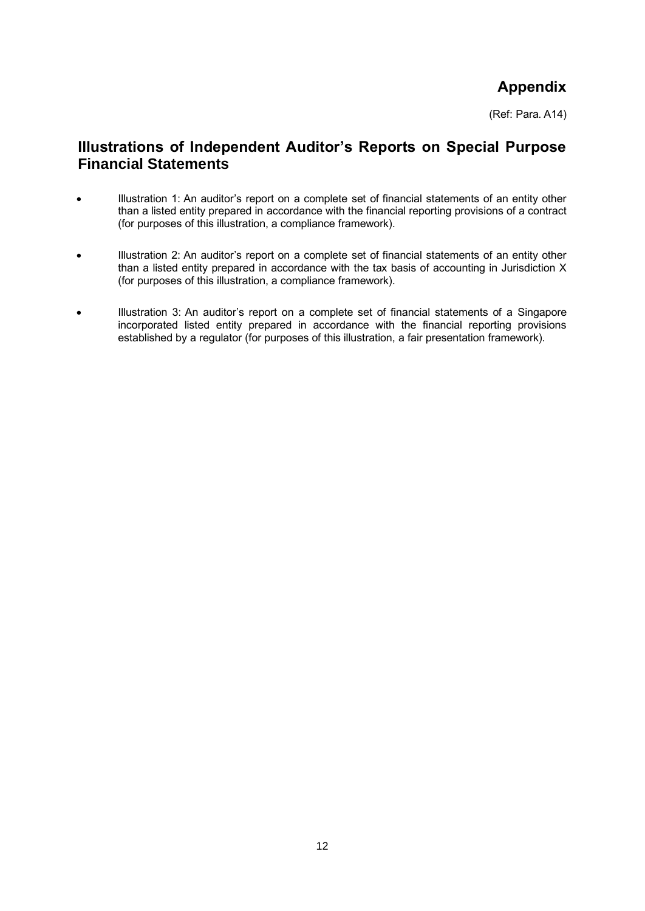# Appendix

(Ref: Para. A14)

## Illustrations of Independent Auditor's Reports on Special Purpose Financial Statements

- Illustration 1: An auditor's report on a complete set of financial statements of an entity other than a listed entity prepared in accordance with the financial reporting provisions of a contract (for purposes of this illustration, a compliance framework).
- Illustration 2: An auditor's report on a complete set of financial statements of an entity other than a listed entity prepared in accordance with the tax basis of accounting in Jurisdiction X (for purposes of this illustration, a compliance framework).
- Illustration 3: An auditor's report on a complete set of financial statements of a Singapore incorporated listed entity prepared in accordance with the financial reporting provisions established by a regulator (for purposes of this illustration, a fair presentation framework).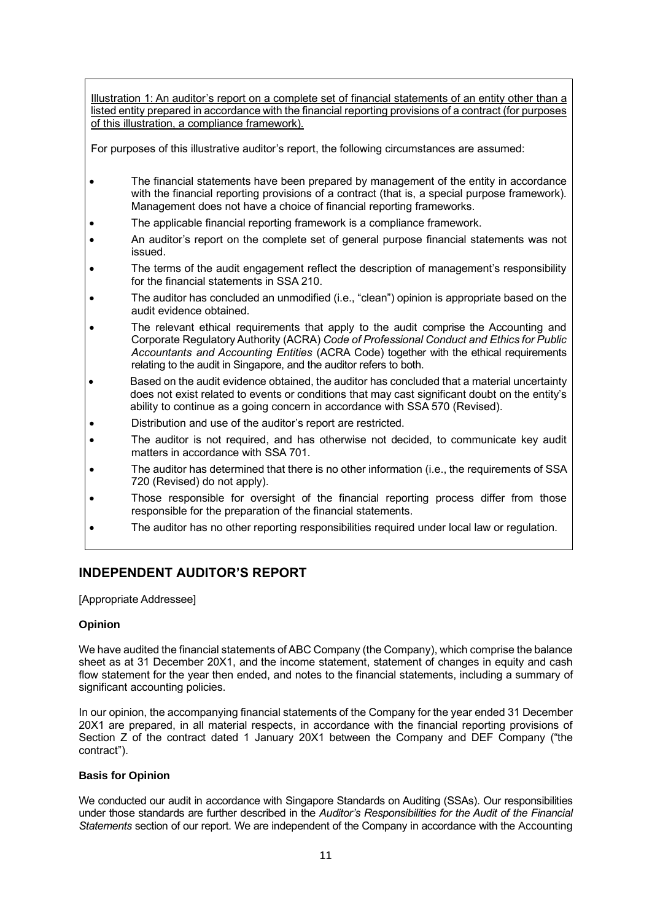Illustration 1: An auditor's report on a complete set of financial statements of an entity other than a listed entity prepared in accordance with the financial reporting provisions of a contract (for purposes of this illustration, a compliance framework).

For purposes of this illustrative auditor's report, the following circumstances are assumed:

- The financial statements have been prepared by management of the entity in accordance with the financial reporting provisions of a contract (that is, a special purpose framework). Management does not have a choice of financial reporting frameworks.
- The applicable financial reporting framework is a compliance framework.
- An auditor's report on the complete set of general purpose financial statements was not issued.
- The terms of the audit engagement reflect the description of management's responsibility for the financial statements in SSA 210.
- The auditor has concluded an unmodified (i.e., "clean") opinion is appropriate based on the audit evidence obtained.
- The relevant ethical requirements that apply to the audit comprise the Accounting and Corporate Regulatory Authority (ACRA) *Code of Professional Conduct and Ethics for Public Accountants and Accounting Entities* (ACRA Code) together with the ethical requirements relating to the audit in Singapore, and the auditor refers to both.
- Based on the audit evidence obtained, the auditor has concluded that a material uncertainty does not exist related to events or conditions that may cast significant doubt on the entity's ability to continue as a going concern in accordance with SSA 570 (Revised).
- Distribution and use of the auditor's report are restricted.
- The auditor is not required, and has otherwise not decided, to communicate key audit matters in accordance with SSA 701.
- The auditor has determined that there is no other information (i.e., the requirements of SSA 720 (Revised) do not apply).
- Those responsible for oversight of the financial reporting process differ from those responsible for the preparation of the financial statements.
- The auditor has no other reporting responsibilities required under local law or regulation.

## INDEPENDENT AUDITOR'S REPORT

[Appropriate Addressee]

**Opinion**

We have audited the financial statements of ABC Company (the Company), which comprise the balance sheet as at 31 December 20X1, and the income statement, statement of changes in equity and cash flow statement for the year then ended, and notes to the financial statements, including a summary of significant accounting policies.

In our opinion, the accompanying financial statements of the Company for the year ended 31 December 20X1 are prepared, in all material respects, in accordance with the financial reporting provisions of Section Z of the contract dated 1 January 20X1 between the Company and DEF Company ("the contract").

**Basis for Opinion**

We conducted our audit in accordance with Singapore Standards on Auditing (SSAs). Our responsibilities under those standards are further described in the *Auditor's Responsibilities for the Audit of the Financial Statements* section of our report. We are independent of the Company in accordance with the Accounting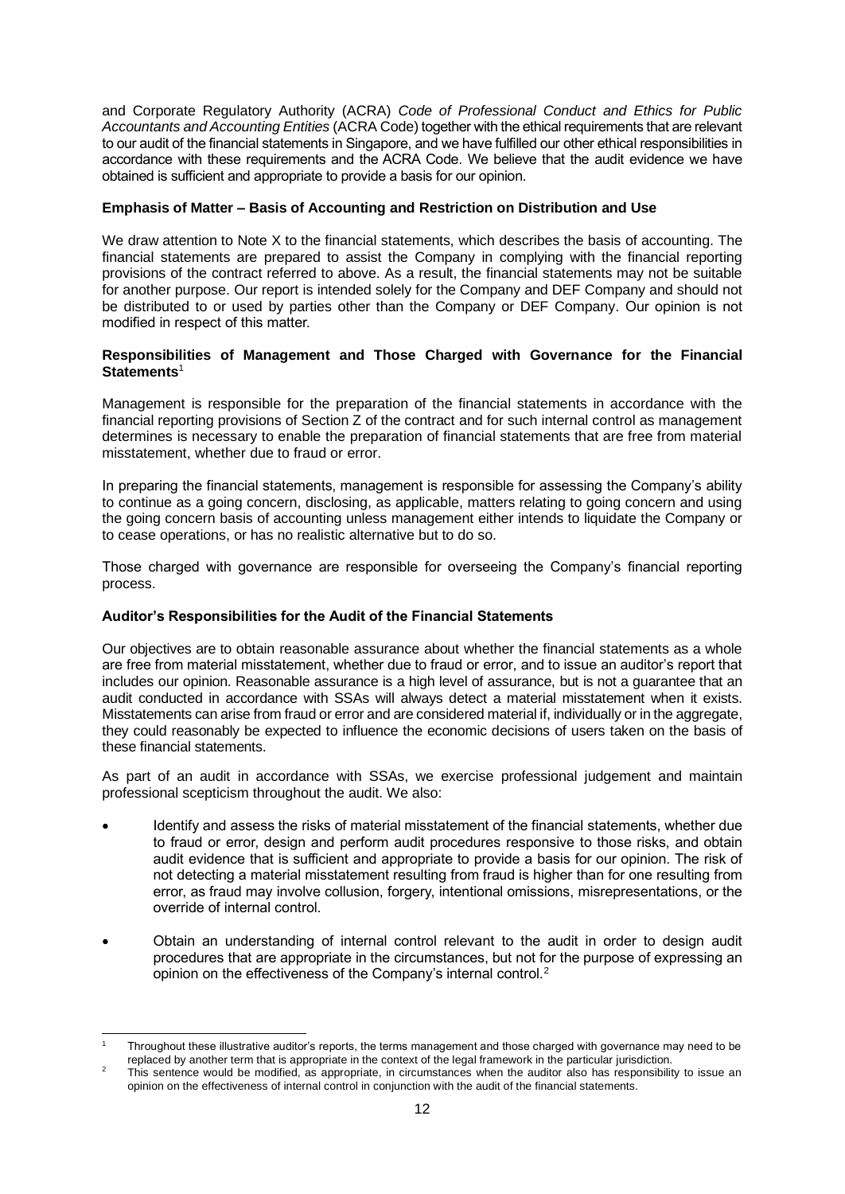and Corporate Regulatory Authority (ACRA) *Code of Professional Conduct and Ethics for Public Accountants and Accounting Entities* (ACRA Code) together with the ethical requirements that are relevant to our audit of the financial statements in Singapore, and we have fulfilled our other ethical responsibilities in accordance with these requirements and the ACRA Code. We believe that the audit evidence we have obtained is sufficient and appropriate to provide a basis for our opinion.

**Emphasis of Matter – Basis of Accounting and Restriction on Distribution and Use**

We draw attention to Note X to the financial statements, which describes the basis of accounting. The financial statements are prepared to assist the Company in complying with the financial reporting provisions of the contract referred to above. As a result, the financial statements may not be suitable for another purpose. Our report is intended solely for the Company and DEF Company and should not be distributed to or used by parties other than the Company or DEF Company. Our opinion is not modified in respect of this matter.

**Responsibilities of Management and Those Charged with Governance for the Financial Statements**[1]

Management is responsible for the preparation of the financial statements in accordance with the financial reporting provisions of Section Z of the contract and for such internal control as management determines is necessary to enable the preparation of financial statements that are free from material misstatement, whether due to fraud or error.

In preparing the financial statements, management is responsible for assessing the Company's ability to continue as a going concern, disclosing, as applicable, matters relating to going concern and using the going concern basis of accounting unless management either intends to liquidate the Company or to cease operations, or has no realistic alternative but to do so.

Those charged with governance are responsible for overseeing the Company's financial reporting process.

**Auditor's Responsibilities for the Audit of the Financial Statements**

Our objectives are to obtain reasonable assurance about whether the financial statements as a whole are free from material misstatement, whether due to fraud or error, and to issue an auditor's report that includes our opinion. Reasonable assurance is a high level of assurance, but is not a guarantee that an audit conducted in accordance with SSAs will always detect a material misstatement when it exists. Misstatements can arise from fraud or error and are considered material if, individually or in the aggregate, they could reasonably be expected to influence the economic decisions of users taken on the basis of these financial statements.

As part of an audit in accordance with SSAs, we exercise professional judgement and maintain professional scepticism throughout the audit. We also:

- Identify and assess the risks of material misstatement of the financial statements, whether due to fraud or error, design and perform audit procedures responsive to those risks, and obtain audit evidence that is sufficient and appropriate to provide a basis for our opinion. The risk of not detecting a material misstatement resulting from fraud is higher than for one resulting from error, as fraud may involve collusion, forgery, intentional omissions, misrepresentations, or the override of internal control.

- Obtain an understanding of internal control relevant to the audit in order to design audit procedures that are appropriate in the circumstances, but not for the purpose of expressing an opinion on the effectiveness of the Company's internal control.[2]

---

[1] Throughout these illustrative auditor's reports, the terms management and those charged with governance may need to be replaced by another term that is appropriate in the context of the legal framework in the particular jurisdiction.

[2] This sentence would be modified, as appropriate, in circumstances when the auditor also has responsibility to issue an opinion on the effectiveness of internal control in conjunction with the audit of the financial statements.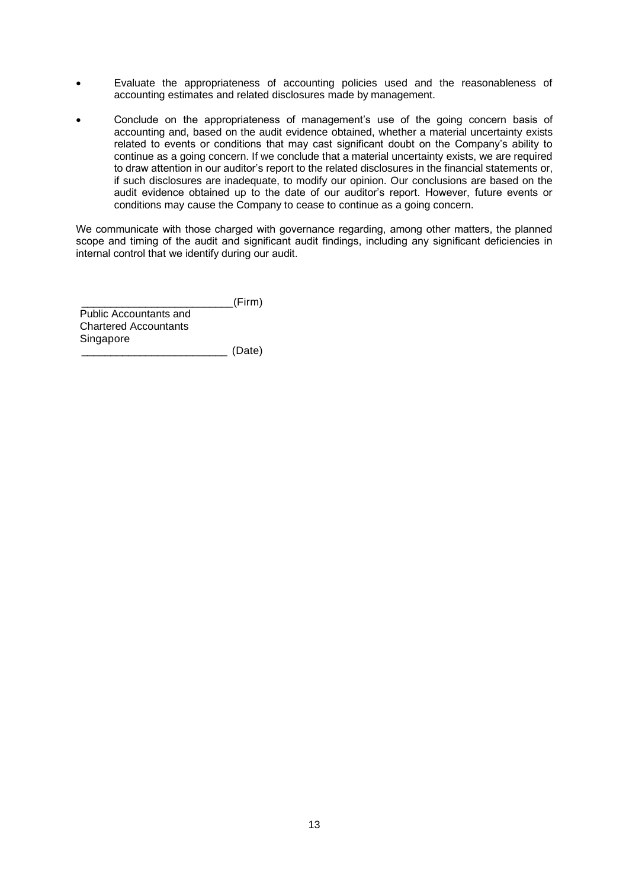- Evaluate the appropriateness of accounting policies used and the reasonableness of accounting estimates and related disclosures made by management.

- Conclude on the appropriateness of management's use of the going concern basis of accounting and, based on the audit evidence obtained, whether a material uncertainty exists related to events or conditions that may cast significant doubt on the Company's ability to continue as a going concern. If we conclude that a material uncertainty exists, we are required to draw attention in our auditor's report to the related disclosures in the financial statements or, if such disclosures are inadequate, to modify our opinion. Our conclusions are based on the audit evidence obtained up to the date of our auditor's report. However, future events or conditions may cause the Company to cease to continue as a going concern.

We communicate with those charged with governance regarding, among other matters, the planned scope and timing of the audit and significant audit findings, including any significant deficiencies in internal control that we identify during our audit.

_________________________(Firm)
Public Accountants and
Chartered Accountants
Singapore
________________________ (Date)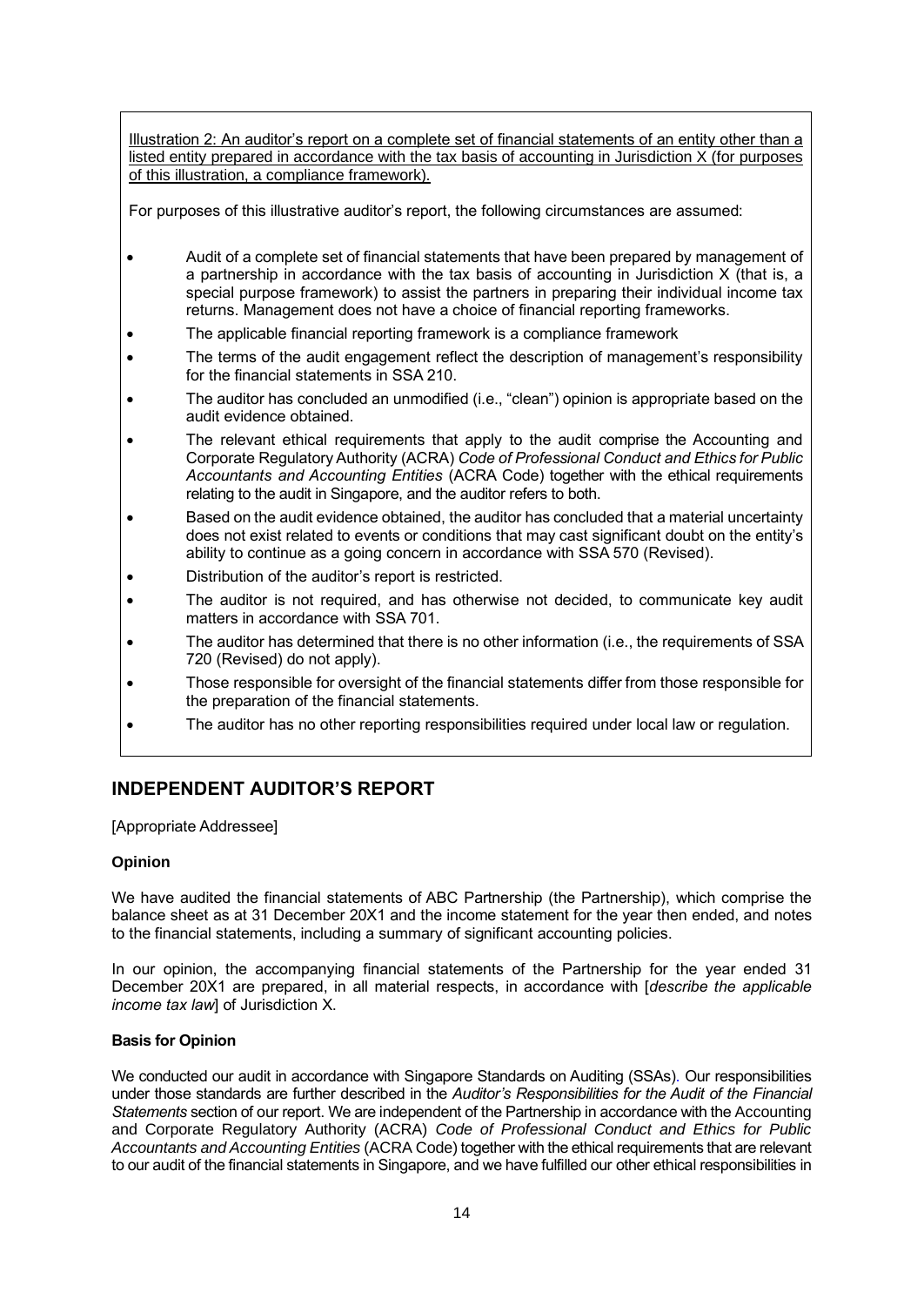<u>Illustration 2: An auditor's report on a complete set of financial statements of an entity other than a listed entity prepared in accordance with the tax basis of accounting in Jurisdiction X (for purposes of this illustration, a compliance framework).</u>

For purposes of this illustrative auditor's report, the following circumstances are assumed:

- Audit of a complete set of financial statements that have been prepared by management of a partnership in accordance with the tax basis of accounting in Jurisdiction X (that is, a special purpose framework) to assist the partners in preparing their individual income tax returns. Management does not have a choice of financial reporting frameworks.
- The applicable financial reporting framework is a compliance framework
- The terms of the audit engagement reflect the description of management's responsibility for the financial statements in SSA 210.
- The auditor has concluded an unmodified (i.e., "clean") opinion is appropriate based on the audit evidence obtained.
- The relevant ethical requirements that apply to the audit comprise the Accounting and Corporate Regulatory Authority (ACRA) *Code of Professional Conduct and Ethics for Public Accountants and Accounting Entities* (ACRA Code) together with the ethical requirements relating to the audit in Singapore, and the auditor refers to both.
- Based on the audit evidence obtained, the auditor has concluded that a material uncertainty does not exist related to events or conditions that may cast significant doubt on the entity's ability to continue as a going concern in accordance with SSA 570 (Revised).
- Distribution of the auditor's report is restricted.
- The auditor is not required, and has otherwise not decided, to communicate key audit matters in accordance with SSA 701.
- The auditor has determined that there is no other information (i.e., the requirements of SSA 720 (Revised) do not apply).
- Those responsible for oversight of the financial statements differ from those responsible for the preparation of the financial statements.
- The auditor has no other reporting responsibilities required under local law or regulation.

## INDEPENDENT AUDITOR'S REPORT

[Appropriate Addressee]

### Opinion

We have audited the financial statements of ABC Partnership (the Partnership), which comprise the balance sheet as at 31 December 20X1 and the income statement for the year then ended, and notes to the financial statements, including a summary of significant accounting policies.

In our opinion, the accompanying financial statements of the Partnership for the year ended 31 December 20X1 are prepared, in all material respects, in accordance with [*describe the applicable income tax law*] of Jurisdiction X.

### Basis for Opinion

We conducted our audit in accordance with Singapore Standards on Auditing (SSAs). Our responsibilities under those standards are further described in the *Auditor's Responsibilities for the Audit of the Financial Statements* section of our report. We are independent of the Partnership in accordance with the Accounting and Corporate Regulatory Authority (ACRA) *Code of Professional Conduct and Ethics for Public Accountants and Accounting Entities* (ACRA Code) together with the ethical requirements that are relevant to our audit of the financial statements in Singapore, and we have fulfilled our other ethical responsibilities in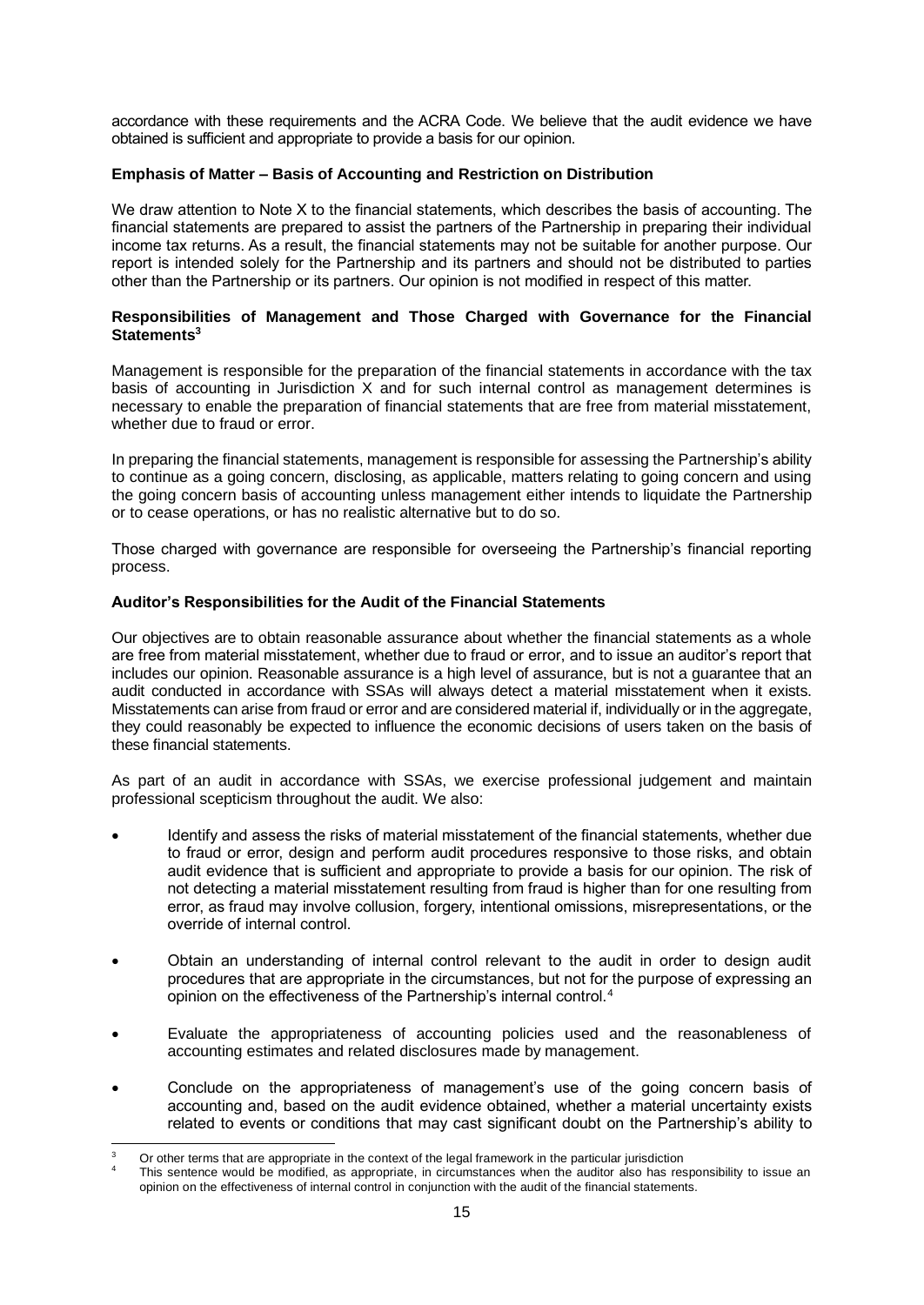accordance with these requirements and the ACRA Code. We believe that the audit evidence we have obtained is sufficient and appropriate to provide a basis for our opinion.

**Emphasis of Matter – Basis of Accounting and Restriction on Distribution**

We draw attention to Note X to the financial statements, which describes the basis of accounting. The financial statements are prepared to assist the partners of the Partnership in preparing their individual income tax returns. As a result, the financial statements may not be suitable for another purpose. Our report is intended solely for the Partnership and its partners and should not be distributed to parties other than the Partnership or its partners. Our opinion is not modified in respect of this matter.

**Responsibilities of Management and Those Charged with Governance for the Financial Statements[3]**

Management is responsible for the preparation of the financial statements in accordance with the tax basis of accounting in Jurisdiction X and for such internal control as management determines is necessary to enable the preparation of financial statements that are free from material misstatement, whether due to fraud or error.

In preparing the financial statements, management is responsible for assessing the Partnership's ability to continue as a going concern, disclosing, as applicable, matters relating to going concern and using the going concern basis of accounting unless management either intends to liquidate the Partnership or to cease operations, or has no realistic alternative but to do so.

Those charged with governance are responsible for overseeing the Partnership's financial reporting process.

**Auditor's Responsibilities for the Audit of the Financial Statements**

Our objectives are to obtain reasonable assurance about whether the financial statements as a whole are free from material misstatement, whether due to fraud or error, and to issue an auditor's report that includes our opinion. Reasonable assurance is a high level of assurance, but is not a guarantee that an audit conducted in accordance with SSAs will always detect a material misstatement when it exists. Misstatements can arise from fraud or error and are considered material if, individually or in the aggregate, they could reasonably be expected to influence the economic decisions of users taken on the basis of these financial statements.

As part of an audit in accordance with SSAs, we exercise professional judgement and maintain professional scepticism throughout the audit. We also:

- Identify and assess the risks of material misstatement of the financial statements, whether due to fraud or error, design and perform audit procedures responsive to those risks, and obtain audit evidence that is sufficient and appropriate to provide a basis for our opinion. The risk of not detecting a material misstatement resulting from fraud is higher than for one resulting from error, as fraud may involve collusion, forgery, intentional omissions, misrepresentations, or the override of internal control.
- Obtain an understanding of internal control relevant to the audit in order to design audit procedures that are appropriate in the circumstances, but not for the purpose of expressing an opinion on the effectiveness of the Partnership's internal control.[4]
- Evaluate the appropriateness of accounting policies used and the reasonableness of accounting estimates and related disclosures made by management.
- Conclude on the appropriateness of management's use of the going concern basis of accounting and, based on the audit evidence obtained, whether a material uncertainty exists related to events or conditions that may cast significant doubt on the Partnership's ability to

---

[3] Or other terms that are appropriate in the context of the legal framework in the particular jurisdiction

[4] This sentence would be modified, as appropriate, in circumstances when the auditor also has responsibility to issue an opinion on the effectiveness of internal control in conjunction with the audit of the financial statements.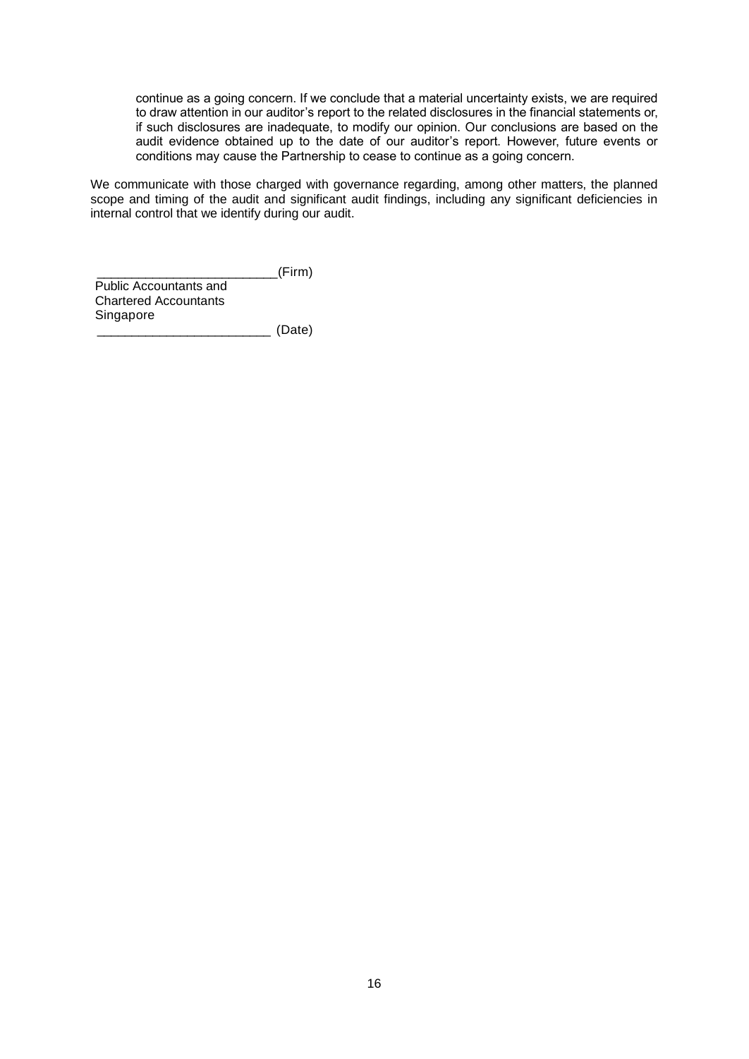continue as a going concern. If we conclude that a material uncertainty exists, we are required to draw attention in our auditor's report to the related disclosures in the financial statements or, if such disclosures are inadequate, to modify our opinion. Our conclusions are based on the audit evidence obtained up to the date of our auditor's report. However, future events or conditions may cause the Partnership to cease to continue as a going concern.

We communicate with those charged with governance regarding, among other matters, the planned scope and timing of the audit and significant audit findings, including any significant deficiencies in internal control that we identify during our audit.

_________________________(Firm)
Public Accountants and
Chartered Accountants
Singapore
________________________ (Date)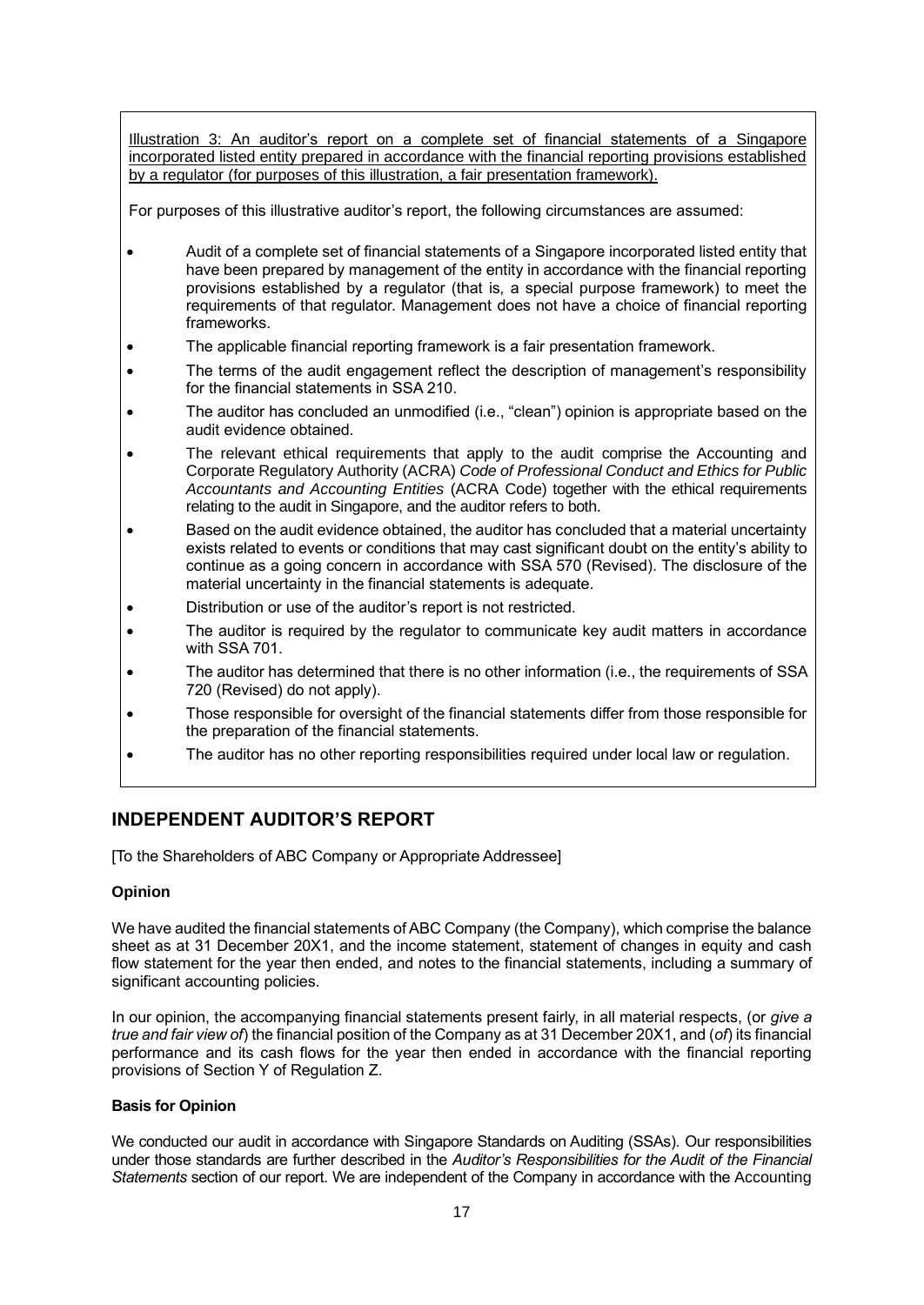Illustration 3: An auditor's report on a complete set of financial statements of a Singapore incorporated listed entity prepared in accordance with the financial reporting provisions established by a regulator (for purposes of this illustration, a fair presentation framework).

For purposes of this illustrative auditor's report, the following circumstances are assumed:

- Audit of a complete set of financial statements of a Singapore incorporated listed entity that have been prepared by management of the entity in accordance with the financial reporting provisions established by a regulator (that is, a special purpose framework) to meet the requirements of that regulator. Management does not have a choice of financial reporting frameworks.
- The applicable financial reporting framework is a fair presentation framework.
- The terms of the audit engagement reflect the description of management's responsibility for the financial statements in SSA 210.
- The auditor has concluded an unmodified (i.e., "clean") opinion is appropriate based on the audit evidence obtained.
- The relevant ethical requirements that apply to the audit comprise the Accounting and Corporate Regulatory Authority (ACRA) *Code of Professional Conduct and Ethics for Public Accountants and Accounting Entities* (ACRA Code) together with the ethical requirements relating to the audit in Singapore, and the auditor refers to both.
- Based on the audit evidence obtained, the auditor has concluded that a material uncertainty exists related to events or conditions that may cast significant doubt on the entity's ability to continue as a going concern in accordance with SSA 570 (Revised). The disclosure of the material uncertainty in the financial statements is adequate.
- Distribution or use of the auditor's report is not restricted.
- The auditor is required by the regulator to communicate key audit matters in accordance with SSA 701.
- The auditor has determined that there is no other information (i.e., the requirements of SSA 720 (Revised) do not apply).
- Those responsible for oversight of the financial statements differ from those responsible for the preparation of the financial statements.
- The auditor has no other reporting responsibilities required under local law or regulation.

## INDEPENDENT AUDITOR'S REPORT

[To the Shareholders of ABC Company or Appropriate Addressee]

**Opinion**

We have audited the financial statements of ABC Company (the Company), which comprise the balance sheet as at 31 December 20X1, and the income statement, statement of changes in equity and cash flow statement for the year then ended, and notes to the financial statements, including a summary of significant accounting policies.

In our opinion, the accompanying financial statements present fairly, in all material respects, (or *give a true and fair view of*) the financial position of the Company as at 31 December 20X1, and (*of*) its financial performance and its cash flows for the year then ended in accordance with the financial reporting provisions of Section Y of Regulation Z.

**Basis for Opinion**

We conducted our audit in accordance with Singapore Standards on Auditing (SSAs). Our responsibilities under those standards are further described in the *Auditor's Responsibilities for the Audit of the Financial Statements* section of our report. We are independent of the Company in accordance with the Accounting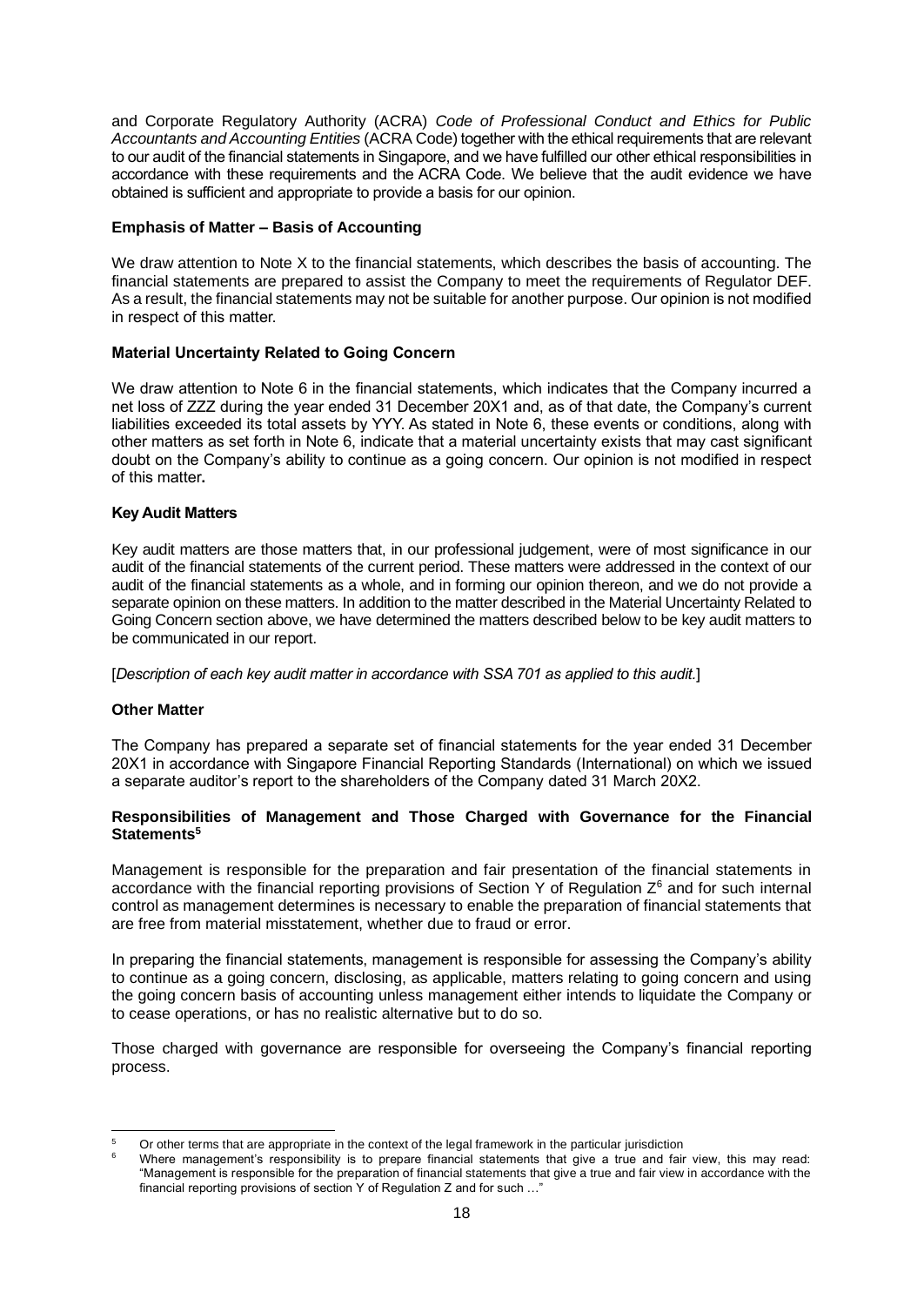and Corporate Regulatory Authority (ACRA) *Code of Professional Conduct and Ethics for Public Accountants and Accounting Entities* (ACRA Code) together with the ethical requirements that are relevant to our audit of the financial statements in Singapore, and we have fulfilled our other ethical responsibilities in accordance with these requirements and the ACRA Code. We believe that the audit evidence we have obtained is sufficient and appropriate to provide a basis for our opinion.

**Emphasis of Matter – Basis of Accounting**

We draw attention to Note X to the financial statements, which describes the basis of accounting. The financial statements are prepared to assist the Company to meet the requirements of Regulator DEF. As a result, the financial statements may not be suitable for another purpose. Our opinion is not modified in respect of this matter.

**Material Uncertainty Related to Going Concern**

We draw attention to Note 6 in the financial statements, which indicates that the Company incurred a net loss of ZZZ during the year ended 31 December 20X1 and, as of that date, the Company's current liabilities exceeded its total assets by YYY. As stated in Note 6, these events or conditions, along with other matters as set forth in Note 6, indicate that a material uncertainty exists that may cast significant doubt on the Company's ability to continue as a going concern. Our opinion is not modified in respect of this matter**.**

**Key Audit Matters**

Key audit matters are those matters that, in our professional judgement, were of most significance in our audit of the financial statements of the current period. These matters were addressed in the context of our audit of the financial statements as a whole, and in forming our opinion thereon, and we do not provide a separate opinion on these matters. In addition to the matter described in the Material Uncertainty Related to Going Concern section above, we have determined the matters described below to be key audit matters to be communicated in our report.

[*Description of each key audit matter in accordance with SSA 701 as applied to this audit.*]

**Other Matter**

The Company has prepared a separate set of financial statements for the year ended 31 December 20X1 in accordance with Singapore Financial Reporting Standards (International) on which we issued a separate auditor's report to the shareholders of the Company dated 31 March 20X2.

**Responsibilities of Management and Those Charged with Governance for the Financial Statements[5]**

Management is responsible for the preparation and fair presentation of the financial statements in accordance with the financial reporting provisions of Section Y of Regulation Z[6] and for such internal control as management determines is necessary to enable the preparation of financial statements that are free from material misstatement, whether due to fraud or error.

In preparing the financial statements, management is responsible for assessing the Company's ability to continue as a going concern, disclosing, as applicable, matters relating to going concern and using the going concern basis of accounting unless management either intends to liquidate the Company or to cease operations, or has no realistic alternative but to do so.

Those charged with governance are responsible for overseeing the Company's financial reporting process.

---

[5] Or other terms that are appropriate in the context of the legal framework in the particular jurisdiction

[6] Where management's responsibility is to prepare financial statements that give a true and fair view, this may read: "Management is responsible for the preparation of financial statements that give a true and fair view in accordance with the financial reporting provisions of section Y of Regulation Z and for such …"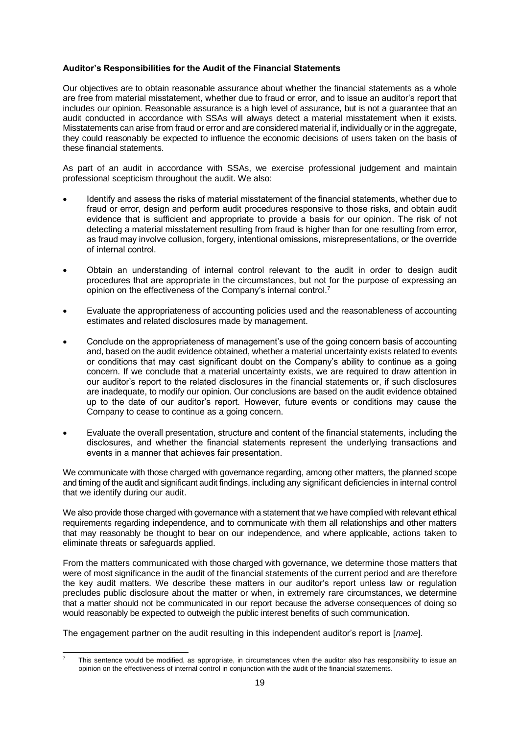**Auditor's Responsibilities for the Audit of the Financial Statements**

Our objectives are to obtain reasonable assurance about whether the financial statements as a whole are free from material misstatement, whether due to fraud or error, and to issue an auditor's report that includes our opinion. Reasonable assurance is a high level of assurance, but is not a guarantee that an audit conducted in accordance with SSAs will always detect a material misstatement when it exists. Misstatements can arise from fraud or error and are considered material if, individually or in the aggregate, they could reasonably be expected to influence the economic decisions of users taken on the basis of these financial statements.

As part of an audit in accordance with SSAs, we exercise professional judgement and maintain professional scepticism throughout the audit. We also:

- Identify and assess the risks of material misstatement of the financial statements, whether due to fraud or error, design and perform audit procedures responsive to those risks, and obtain audit evidence that is sufficient and appropriate to provide a basis for our opinion. The risk of not detecting a material misstatement resulting from fraud is higher than for one resulting from error, as fraud may involve collusion, forgery, intentional omissions, misrepresentations, or the override of internal control.

- Obtain an understanding of internal control relevant to the audit in order to design audit procedures that are appropriate in the circumstances, but not for the purpose of expressing an opinion on the effectiveness of the Company's internal control.[7]

- Evaluate the appropriateness of accounting policies used and the reasonableness of accounting estimates and related disclosures made by management.

- Conclude on the appropriateness of management's use of the going concern basis of accounting and, based on the audit evidence obtained, whether a material uncertainty exists related to events or conditions that may cast significant doubt on the Company's ability to continue as a going concern. If we conclude that a material uncertainty exists, we are required to draw attention in our auditor's report to the related disclosures in the financial statements or, if such disclosures are inadequate, to modify our opinion. Our conclusions are based on the audit evidence obtained up to the date of our auditor's report. However, future events or conditions may cause the Company to cease to continue as a going concern.

- Evaluate the overall presentation, structure and content of the financial statements, including the disclosures, and whether the financial statements represent the underlying transactions and events in a manner that achieves fair presentation.

We communicate with those charged with governance regarding, among other matters, the planned scope and timing of the audit and significant audit findings, including any significant deficiencies in internal control that we identify during our audit.

We also provide those charged with governance with a statement that we have complied with relevant ethical requirements regarding independence, and to communicate with them all relationships and other matters that may reasonably be thought to bear on our independence, and where applicable, actions taken to eliminate threats or safeguards applied.

From the matters communicated with those charged with governance, we determine those matters that were of most significance in the audit of the financial statements of the current period and are therefore the key audit matters. We describe these matters in our auditor's report unless law or regulation precludes public disclosure about the matter or when, in extremely rare circumstances, we determine that a matter should not be communicated in our report because the adverse consequences of doing so would reasonably be expected to outweigh the public interest benefits of such communication.

The engagement partner on the audit resulting in this independent auditor's report is [*name*].

---

[7] This sentence would be modified, as appropriate, in circumstances when the auditor also has responsibility to issue an opinion on the effectiveness of internal control in conjunction with the audit of the financial statements.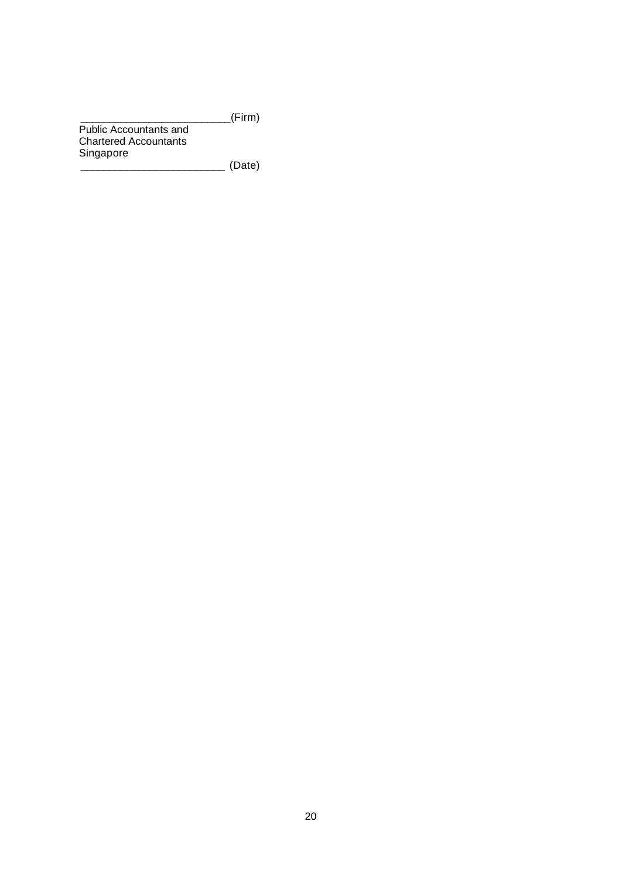_________________________(Firm)
Public Accountants and
Chartered Accountants
Singapore
________________________ (Date)